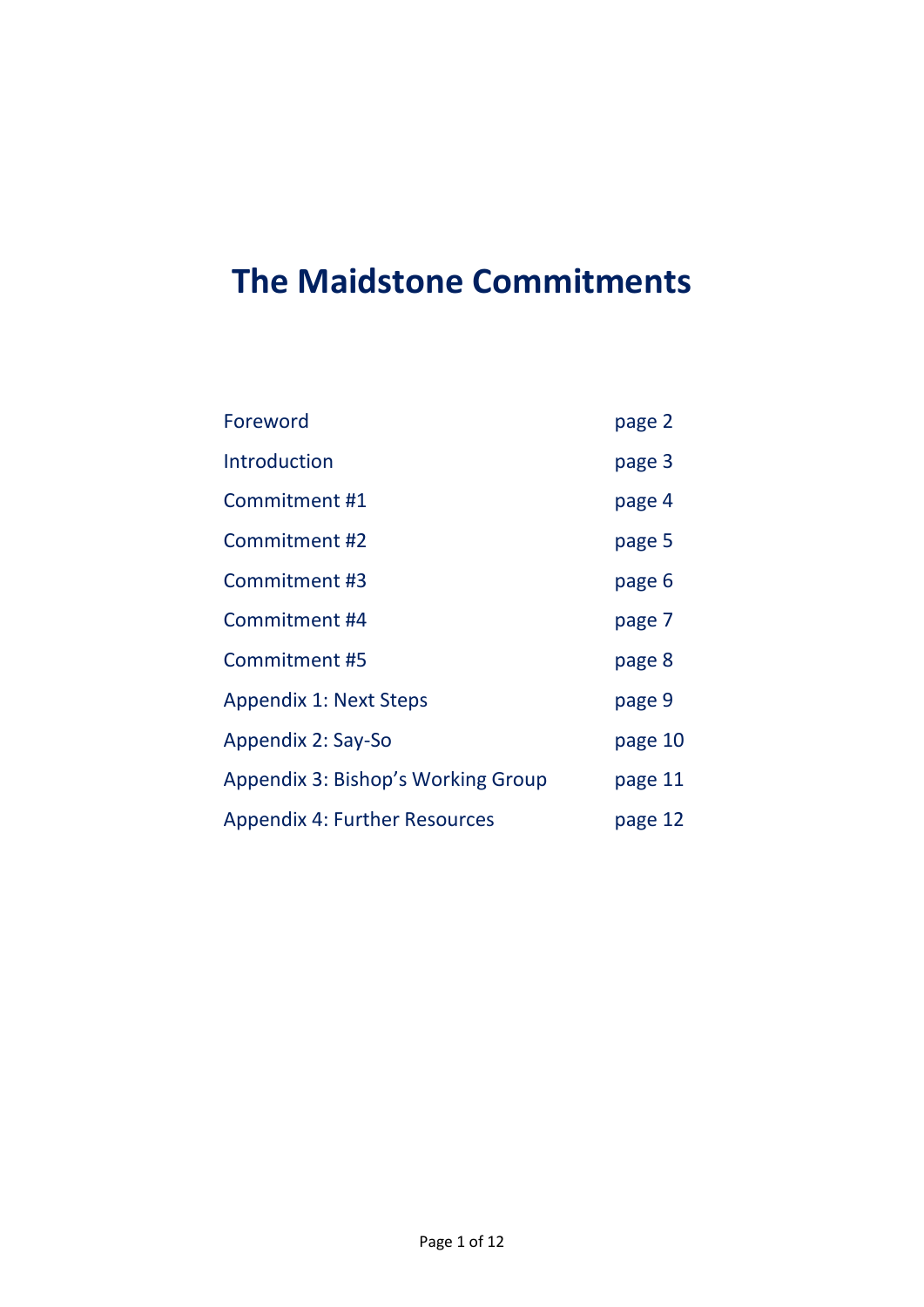# The Maidstone Commitments

| | |
|---|---|
| Foreword | page 2 |
| Introduction | page 3 |
| Commitment #1 | page 4 |
| Commitment #2 | page 5 |
| Commitment #3 | page 6 |
| Commitment #4 | page 7 |
| Commitment #5 | page 8 |
| Appendix 1: Next Steps | page 9 |
| Appendix 2: Say-So | page 10 |
| Appendix 3: Bishop's Working Group | page 11 |
| Appendix 4: Further Resources | page 12 |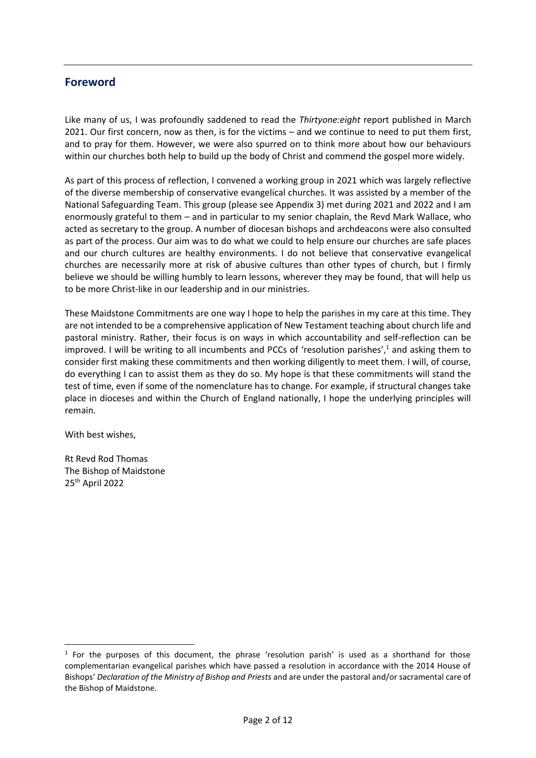## Foreword

Like many of us, I was profoundly saddened to read the *Thirtyone:eight* report published in March 2021. Our first concern, now as then, is for the victims – and we continue to need to put them first, and to pray for them. However, we were also spurred on to think more about how our behaviours within our churches both help to build up the body of Christ and commend the gospel more widely.

As part of this process of reflection, I convened a working group in 2021 which was largely reflective of the diverse membership of conservative evangelical churches. It was assisted by a member of the National Safeguarding Team. This group (please see Appendix 3) met during 2021 and 2022 and I am enormously grateful to them – and in particular to my senior chaplain, the Revd Mark Wallace, who acted as secretary to the group. A number of diocesan bishops and archdeacons were also consulted as part of the process. Our aim was to do what we could to help ensure our churches are safe places and our church cultures are healthy environments. I do not believe that conservative evangelical churches are necessarily more at risk of abusive cultures than other types of church, but I firmly believe we should be willing humbly to learn lessons, wherever they may be found, that will help us to be more Christ-like in our leadership and in our ministries.

These Maidstone Commitments are one way I hope to help the parishes in my care at this time. They are not intended to be a comprehensive application of New Testament teaching about church life and pastoral ministry. Rather, their focus is on ways in which accountability and self-reflection can be improved. I will be writing to all incumbents and PCCs of 'resolution parishes',[1] and asking them to consider first making these commitments and then working diligently to meet them. I will, of course, do everything I can to assist them as they do so. My hope is that these commitments will stand the test of time, even if some of the nomenclature has to change. For example, if structural changes take place in dioceses and within the Church of England nationally, I hope the underlying principles will remain.

With best wishes,

Rt Revd Rod Thomas
The Bishop of Maidstone
25th April 2022

---

[1] For the purposes of this document, the phrase 'resolution parish' is used as a shorthand for those complementarian evangelical parishes which have passed a resolution in accordance with the 2014 House of Bishops' *Declaration of the Ministry of Bishop and Priests* and are under the pastoral and/or sacramental care of the Bishop of Maidstone.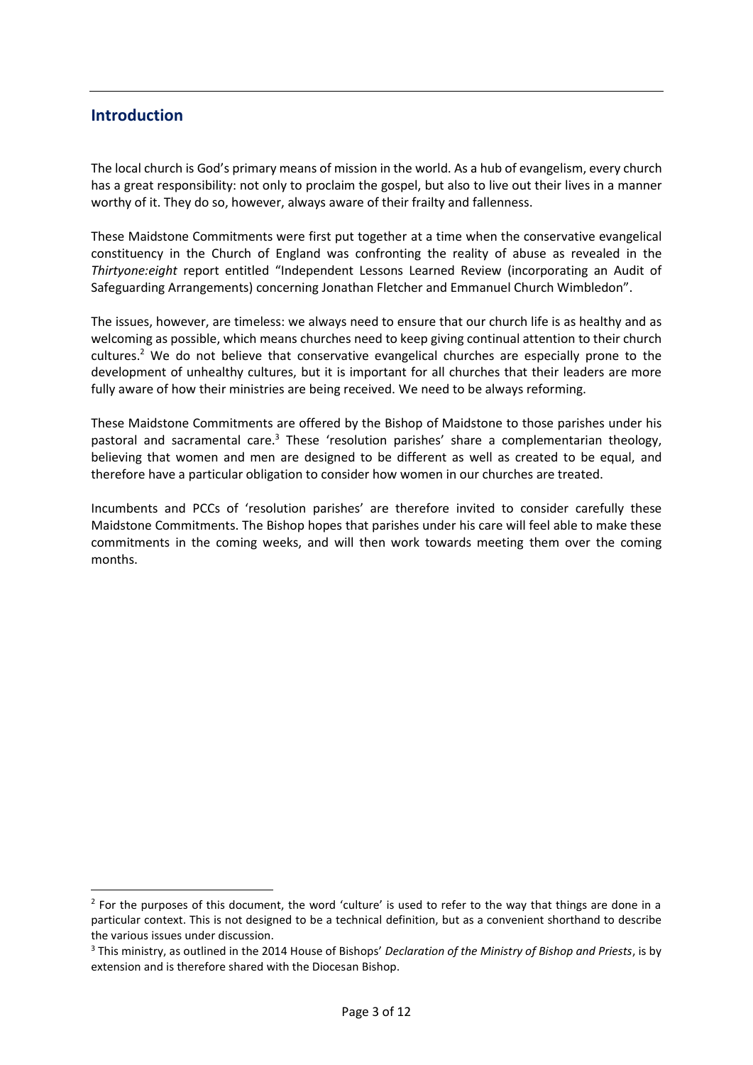## Introduction

The local church is God's primary means of mission in the world. As a hub of evangelism, every church has a great responsibility: not only to proclaim the gospel, but also to live out their lives in a manner worthy of it. They do so, however, always aware of their frailty and fallenness.

These Maidstone Commitments were first put together at a time when the conservative evangelical constituency in the Church of England was confronting the reality of abuse as revealed in the *Thirtyone:eight* report entitled "Independent Lessons Learned Review (incorporating an Audit of Safeguarding Arrangements) concerning Jonathan Fletcher and Emmanuel Church Wimbledon".

The issues, however, are timeless: we always need to ensure that our church life is as healthy and as welcoming as possible, which means churches need to keep giving continual attention to their church cultures.[2] We do not believe that conservative evangelical churches are especially prone to the development of unhealthy cultures, but it is important for all churches that their leaders are more fully aware of how their ministries are being received. We need to be always reforming.

These Maidstone Commitments are offered by the Bishop of Maidstone to those parishes under his pastoral and sacramental care.[3] These 'resolution parishes' share a complementarian theology, believing that women and men are designed to be different as well as created to be equal, and therefore have a particular obligation to consider how women in our churches are treated.

Incumbents and PCCs of 'resolution parishes' are therefore invited to consider carefully these Maidstone Commitments. The Bishop hopes that parishes under his care will feel able to make these commitments in the coming weeks, and will then work towards meeting them over the coming months.

---

[2] For the purposes of this document, the word 'culture' is used to refer to the way that things are done in a particular context. This is not designed to be a technical definition, but as a convenient shorthand to describe the various issues under discussion.

[3] This ministry, as outlined in the 2014 House of Bishops' *Declaration of the Ministry of Bishop and Priests*, is by extension and is therefore shared with the Diocesan Bishop.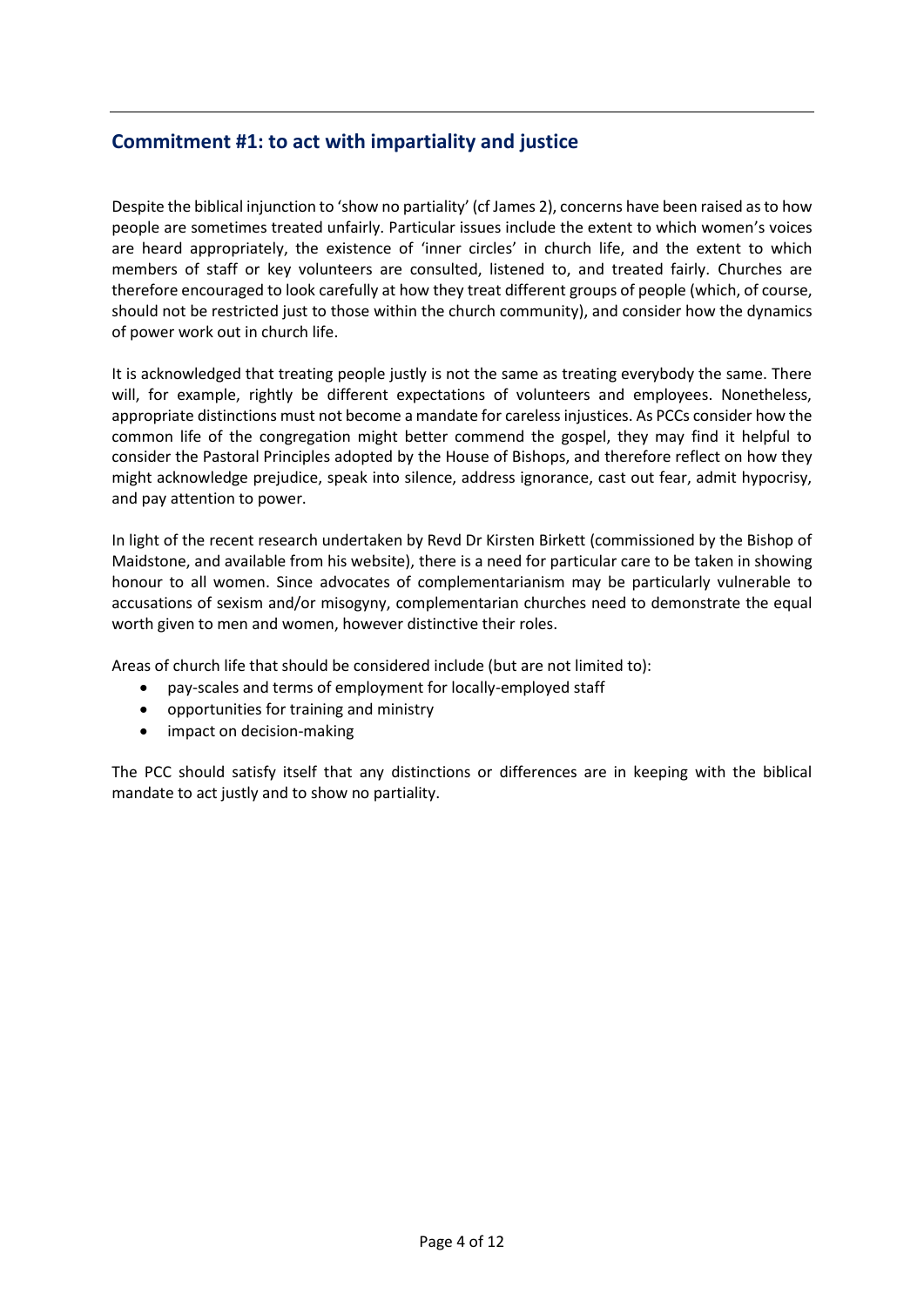## Commitment #1: to act with impartiality and justice

Despite the biblical injunction to 'show no partiality' (cf James 2), concerns have been raised as to how people are sometimes treated unfairly. Particular issues include the extent to which women's voices are heard appropriately, the existence of 'inner circles' in church life, and the extent to which members of staff or key volunteers are consulted, listened to, and treated fairly. Churches are therefore encouraged to look carefully at how they treat different groups of people (which, of course, should not be restricted just to those within the church community), and consider how the dynamics of power work out in church life.

It is acknowledged that treating people justly is not the same as treating everybody the same. There will, for example, rightly be different expectations of volunteers and employees. Nonetheless, appropriate distinctions must not become a mandate for careless injustices. As PCCs consider how the common life of the congregation might better commend the gospel, they may find it helpful to consider the Pastoral Principles adopted by the House of Bishops, and therefore reflect on how they might acknowledge prejudice, speak into silence, address ignorance, cast out fear, admit hypocrisy, and pay attention to power.

In light of the recent research undertaken by Revd Dr Kirsten Birkett (commissioned by the Bishop of Maidstone, and available from his website), there is a need for particular care to be taken in showing honour to all women. Since advocates of complementarianism may be particularly vulnerable to accusations of sexism and/or misogyny, complementarian churches need to demonstrate the equal worth given to men and women, however distinctive their roles.

Areas of church life that should be considered include (but are not limited to):

- pay-scales and terms of employment for locally-employed staff
- opportunities for training and ministry
- impact on decision-making

The PCC should satisfy itself that any distinctions or differences are in keeping with the biblical mandate to act justly and to show no partiality.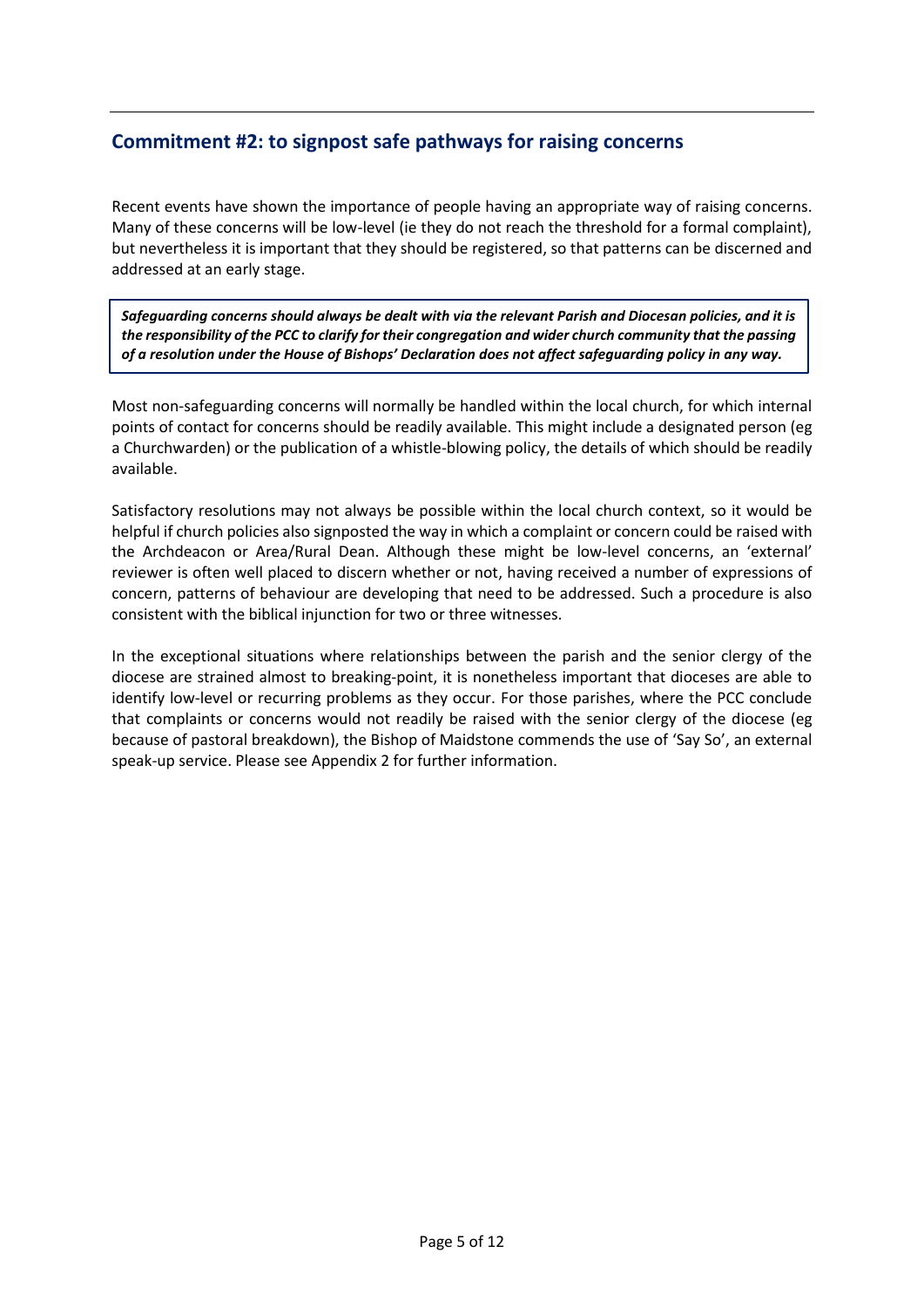## Commitment #2: to signpost safe pathways for raising concerns

Recent events have shown the importance of people having an appropriate way of raising concerns. Many of these concerns will be low-level (ie they do not reach the threshold for a formal complaint), but nevertheless it is important that they should be registered, so that patterns can be discerned and addressed at an early stage.

> ***Safeguarding concerns should always be dealt with via the relevant Parish and Diocesan policies, and it is the responsibility of the PCC to clarify for their congregation and wider church community that the passing of a resolution under the House of Bishops' Declaration does not affect safeguarding policy in any way.***

Most non-safeguarding concerns will normally be handled within the local church, for which internal points of contact for concerns should be readily available. This might include a designated person (eg a Churchwarden) or the publication of a whistle-blowing policy, the details of which should be readily available.

Satisfactory resolutions may not always be possible within the local church context, so it would be helpful if church policies also signposted the way in which a complaint or concern could be raised with the Archdeacon or Area/Rural Dean. Although these might be low-level concerns, an 'external' reviewer is often well placed to discern whether or not, having received a number of expressions of concern, patterns of behaviour are developing that need to be addressed. Such a procedure is also consistent with the biblical injunction for two or three witnesses.

In the exceptional situations where relationships between the parish and the senior clergy of the diocese are strained almost to breaking-point, it is nonetheless important that dioceses are able to identify low-level or recurring problems as they occur. For those parishes, where the PCC conclude that complaints or concerns would not readily be raised with the senior clergy of the diocese (eg because of pastoral breakdown), the Bishop of Maidstone commends the use of 'Say So', an external speak-up service. Please see Appendix 2 for further information.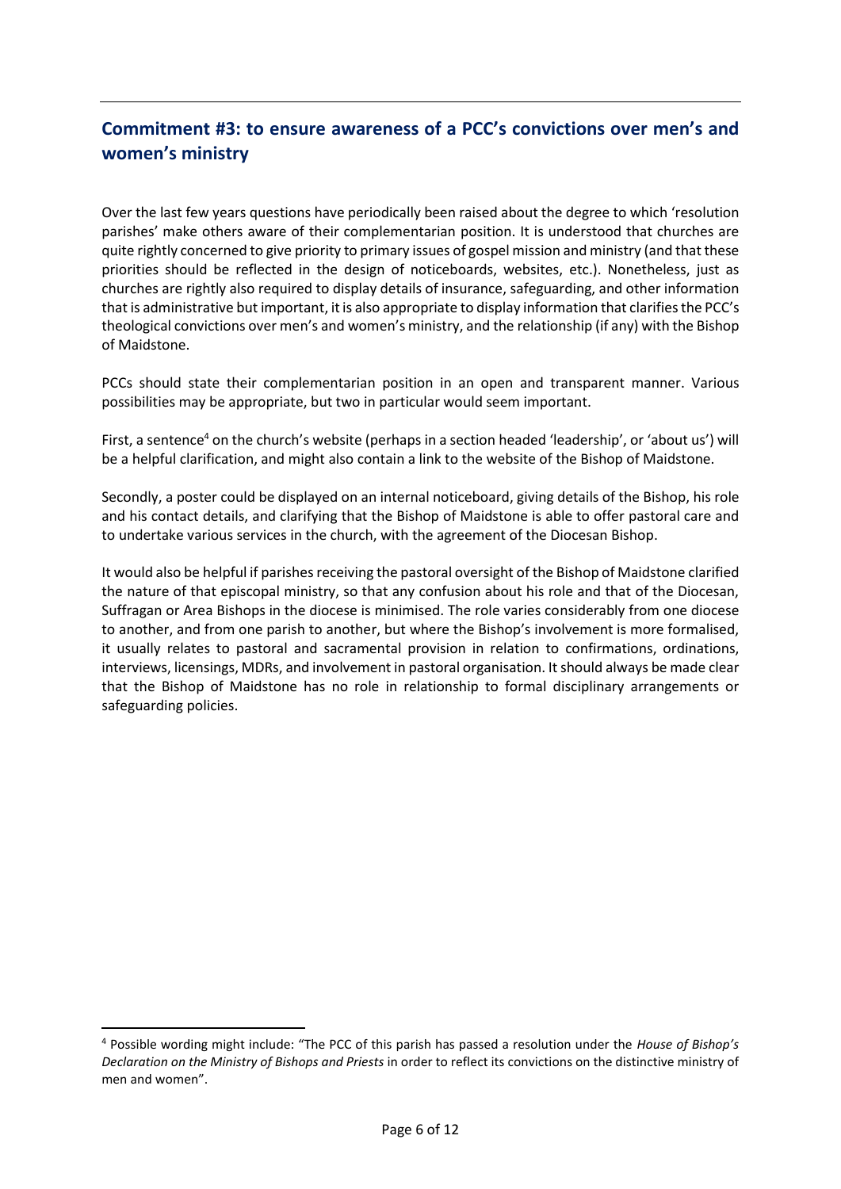## Commitment #3: to ensure awareness of a PCC's convictions over men's and women's ministry

Over the last few years questions have periodically been raised about the degree to which 'resolution parishes' make others aware of their complementarian position. It is understood that churches are quite rightly concerned to give priority to primary issues of gospel mission and ministry (and that these priorities should be reflected in the design of noticeboards, websites, etc.). Nonetheless, just as churches are rightly also required to display details of insurance, safeguarding, and other information that is administrative but important, it is also appropriate to display information that clarifies the PCC's theological convictions over men's and women's ministry, and the relationship (if any) with the Bishop of Maidstone.

PCCs should state their complementarian position in an open and transparent manner. Various possibilities may be appropriate, but two in particular would seem important.

First, a sentence[4] on the church's website (perhaps in a section headed 'leadership', or 'about us') will be a helpful clarification, and might also contain a link to the website of the Bishop of Maidstone.

Secondly, a poster could be displayed on an internal noticeboard, giving details of the Bishop, his role and his contact details, and clarifying that the Bishop of Maidstone is able to offer pastoral care and to undertake various services in the church, with the agreement of the Diocesan Bishop.

It would also be helpful if parishes receiving the pastoral oversight of the Bishop of Maidstone clarified the nature of that episcopal ministry, so that any confusion about his role and that of the Diocesan, Suffragan or Area Bishops in the diocese is minimised. The role varies considerably from one diocese to another, and from one parish to another, but where the Bishop's involvement is more formalised, it usually relates to pastoral and sacramental provision in relation to confirmations, ordinations, interviews, licensings, MDRs, and involvement in pastoral organisation. It should always be made clear that the Bishop of Maidstone has no role in relationship to formal disciplinary arrangements or safeguarding policies.

---

[4] Possible wording might include: "The PCC of this parish has passed a resolution under the *House of Bishop's Declaration on the Ministry of Bishops and Priests* in order to reflect its convictions on the distinctive ministry of men and women".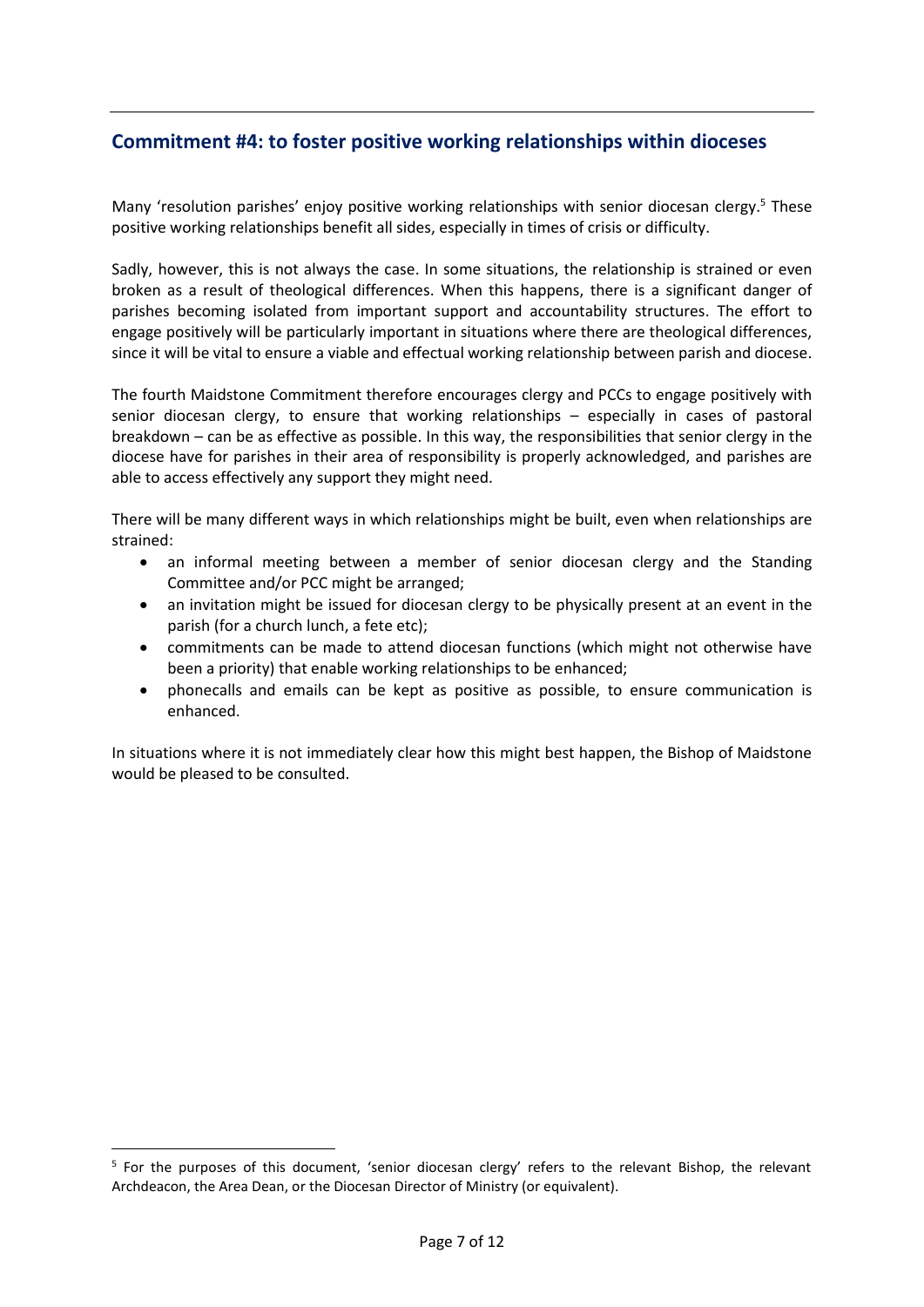## Commitment #4: to foster positive working relationships within dioceses

Many 'resolution parishes' enjoy positive working relationships with senior diocesan clergy.[5] These positive working relationships benefit all sides, especially in times of crisis or difficulty.

Sadly, however, this is not always the case. In some situations, the relationship is strained or even broken as a result of theological differences. When this happens, there is a significant danger of parishes becoming isolated from important support and accountability structures. The effort to engage positively will be particularly important in situations where there are theological differences, since it will be vital to ensure a viable and effectual working relationship between parish and diocese.

The fourth Maidstone Commitment therefore encourages clergy and PCCs to engage positively with senior diocesan clergy, to ensure that working relationships – especially in cases of pastoral breakdown – can be as effective as possible. In this way, the responsibilities that senior clergy in the diocese have for parishes in their area of responsibility is properly acknowledged, and parishes are able to access effectively any support they might need.

There will be many different ways in which relationships might be built, even when relationships are strained:

- an informal meeting between a member of senior diocesan clergy and the Standing Committee and/or PCC might be arranged;
- an invitation might be issued for diocesan clergy to be physically present at an event in the parish (for a church lunch, a fete etc);
- commitments can be made to attend diocesan functions (which might not otherwise have been a priority) that enable working relationships to be enhanced;
- phonecalls and emails can be kept as positive as possible, to ensure communication is enhanced.

In situations where it is not immediately clear how this might best happen, the Bishop of Maidstone would be pleased to be consulted.

---

[5] For the purposes of this document, 'senior diocesan clergy' refers to the relevant Bishop, the relevant Archdeacon, the Area Dean, or the Diocesan Director of Ministry (or equivalent).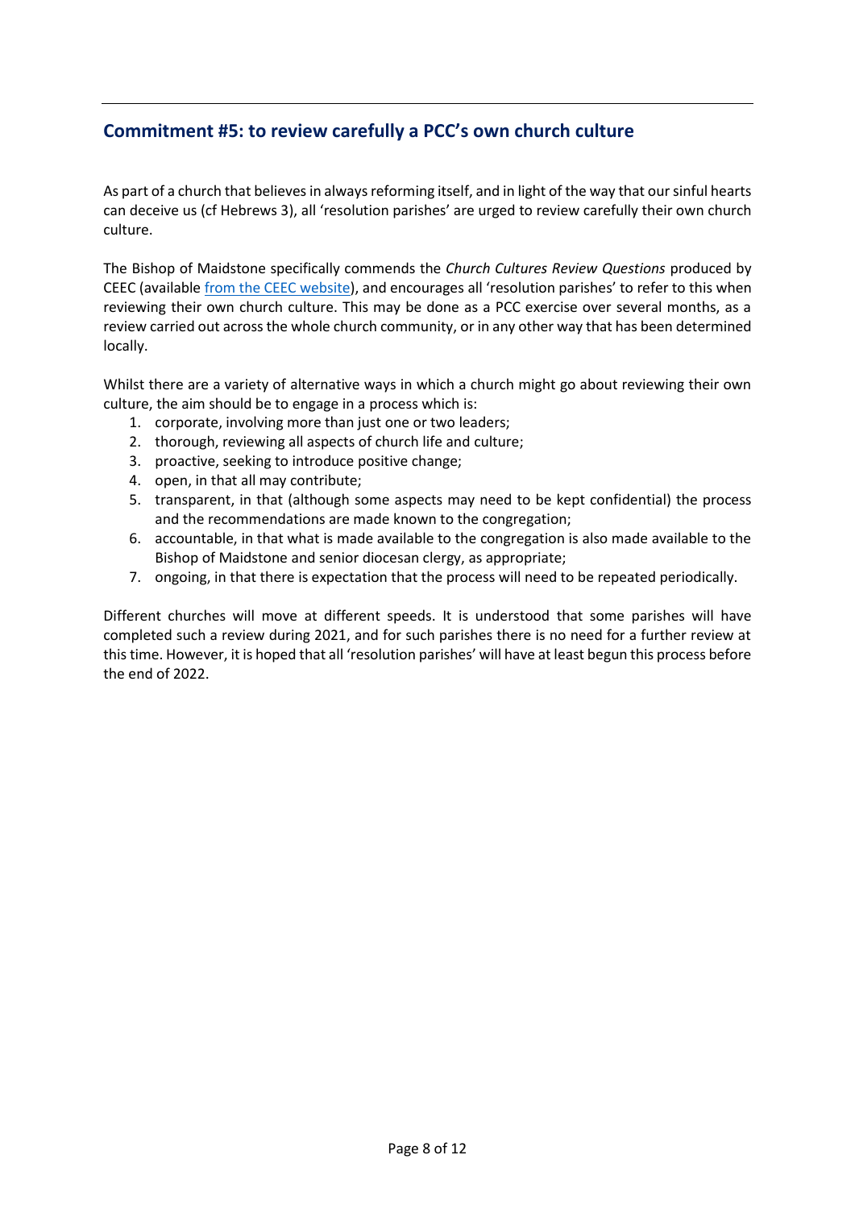## Commitment #5: to review carefully a PCC's own church culture

As part of a church that believes in always reforming itself, and in light of the way that our sinful hearts can deceive us (cf Hebrews 3), all 'resolution parishes' are urged to review carefully their own church culture.

The Bishop of Maidstone specifically commends the *Church Cultures Review Questions* produced by CEEC (available from the CEEC website), and encourages all 'resolution parishes' to refer to this when reviewing their own church culture. This may be done as a PCC exercise over several months, as a review carried out across the whole church community, or in any other way that has been determined locally.

Whilst there are a variety of alternative ways in which a church might go about reviewing their own culture, the aim should be to engage in a process which is:

1. corporate, involving more than just one or two leaders;
2. thorough, reviewing all aspects of church life and culture;
3. proactive, seeking to introduce positive change;
4. open, in that all may contribute;
5. transparent, in that (although some aspects may need to be kept confidential) the process and the recommendations are made known to the congregation;
6. accountable, in that what is made available to the congregation is also made available to the Bishop of Maidstone and senior diocesan clergy, as appropriate;
7. ongoing, in that there is expectation that the process will need to be repeated periodically.

Different churches will move at different speeds. It is understood that some parishes will have completed such a review during 2021, and for such parishes there is no need for a further review at this time. However, it is hoped that all 'resolution parishes' will have at least begun this process before the end of 2022.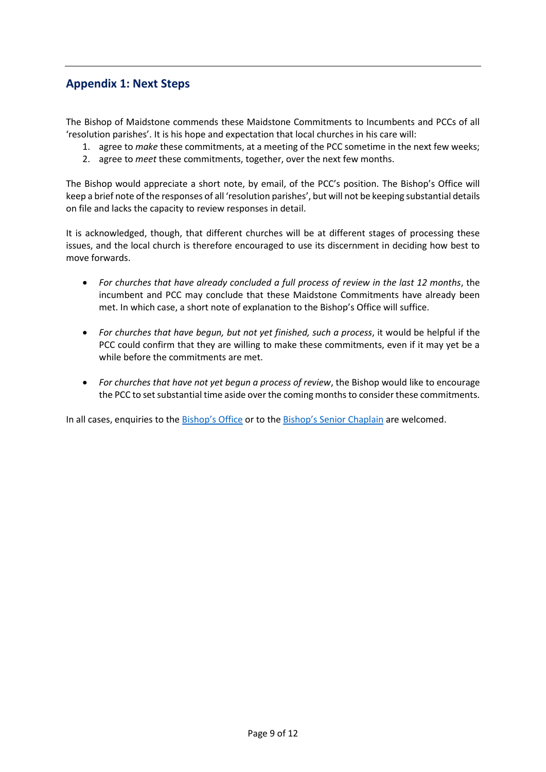## Appendix 1: Next Steps

The Bishop of Maidstone commends these Maidstone Commitments to Incumbents and PCCs of all ‘resolution parishes’. It is his hope and expectation that local churches in his care will:

1. agree to *make* these commitments, at a meeting of the PCC sometime in the next few weeks;
2. agree to *meet* these commitments, together, over the next few months.

The Bishop would appreciate a short note, by email, of the PCC’s position. The Bishop’s Office will keep a brief note of the responses of all ‘resolution parishes’, but will not be keeping substantial details on file and lacks the capacity to review responses in detail.

It is acknowledged, though, that different churches will be at different stages of processing these issues, and the local church is therefore encouraged to use its discernment in deciding how best to move forwards.

- *For churches that have already concluded a full process of review in the last 12 months*, the incumbent and PCC may conclude that these Maidstone Commitments have already been met. In which case, a short note of explanation to the Bishop’s Office will suffice.

- *For churches that have begun, but not yet finished, such a process*, it would be helpful if the PCC could confirm that they are willing to make these commitments, even if it may yet be a while before the commitments are met.

- *For churches that have not yet begun a process of review*, the Bishop would like to encourage the PCC to set substantial time aside over the coming months to consider these commitments.

In all cases, enquiries to the Bishop’s Office or to the Bishop’s Senior Chaplain are welcomed.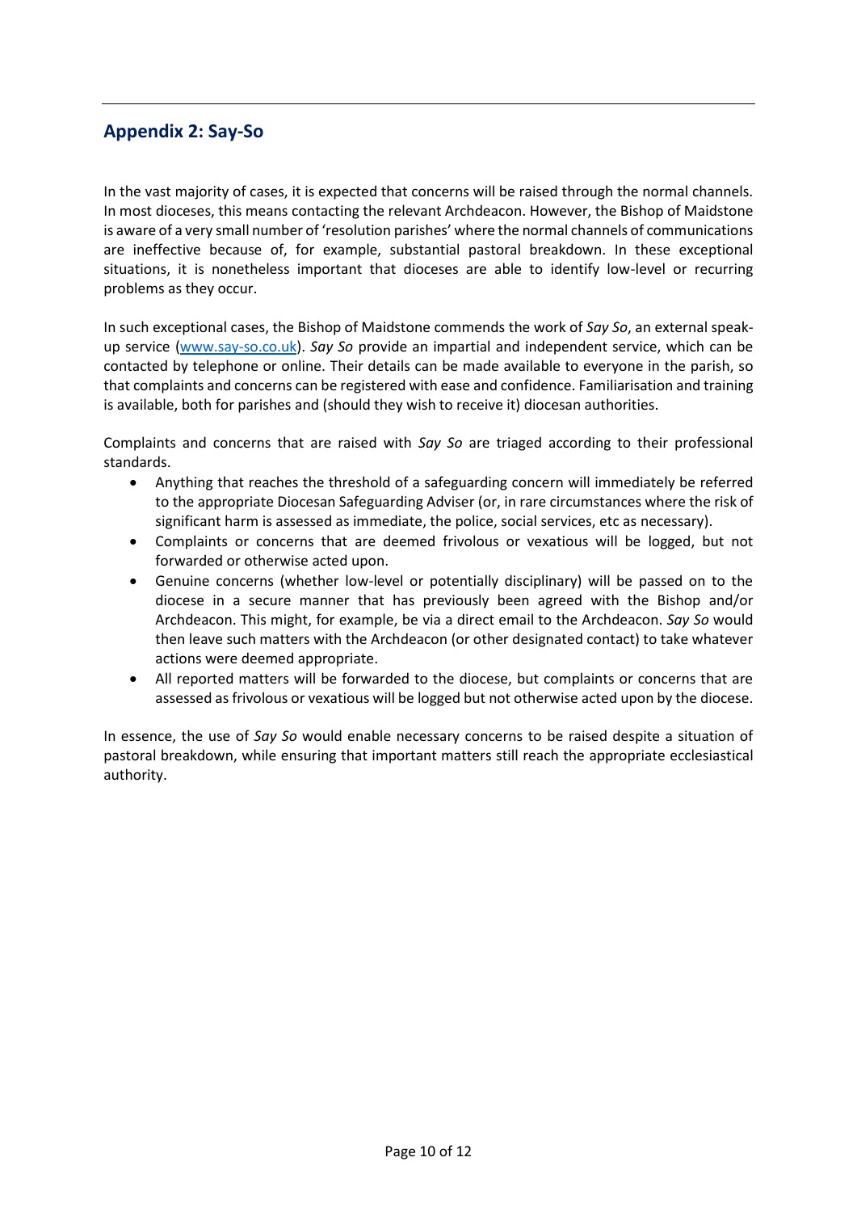## Appendix 2: Say-So

In the vast majority of cases, it is expected that concerns will be raised through the normal channels. In most dioceses, this means contacting the relevant Archdeacon. However, the Bishop of Maidstone is aware of a very small number of 'resolution parishes' where the normal channels of communications are ineffective because of, for example, substantial pastoral breakdown. In these exceptional situations, it is nonetheless important that dioceses are able to identify low-level or recurring problems as they occur.

In such exceptional cases, the Bishop of Maidstone commends the work of *Say So*, an external speak-up service ([www.say-so.co.uk](www.say-so.co.uk)). *Say So* provide an impartial and independent service, which can be contacted by telephone or online. Their details can be made available to everyone in the parish, so that complaints and concerns can be registered with ease and confidence. Familiarisation and training is available, both for parishes and (should they wish to receive it) diocesan authorities.

Complaints and concerns that are raised with *Say So* are triaged according to their professional standards.

- Anything that reaches the threshold of a safeguarding concern will immediately be referred to the appropriate Diocesan Safeguarding Adviser (or, in rare circumstances where the risk of significant harm is assessed as immediate, the police, social services, etc as necessary).
- Complaints or concerns that are deemed frivolous or vexatious will be logged, but not forwarded or otherwise acted upon.
- Genuine concerns (whether low-level or potentially disciplinary) will be passed on to the diocese in a secure manner that has previously been agreed with the Bishop and/or Archdeacon. This might, for example, be via a direct email to the Archdeacon. *Say So* would then leave such matters with the Archdeacon (or other designated contact) to take whatever actions were deemed appropriate.
- All reported matters will be forwarded to the diocese, but complaints or concerns that are assessed as frivolous or vexatious will be logged but not otherwise acted upon by the diocese.

In essence, the use of *Say So* would enable necessary concerns to be raised despite a situation of pastoral breakdown, while ensuring that important matters still reach the appropriate ecclesiastical authority.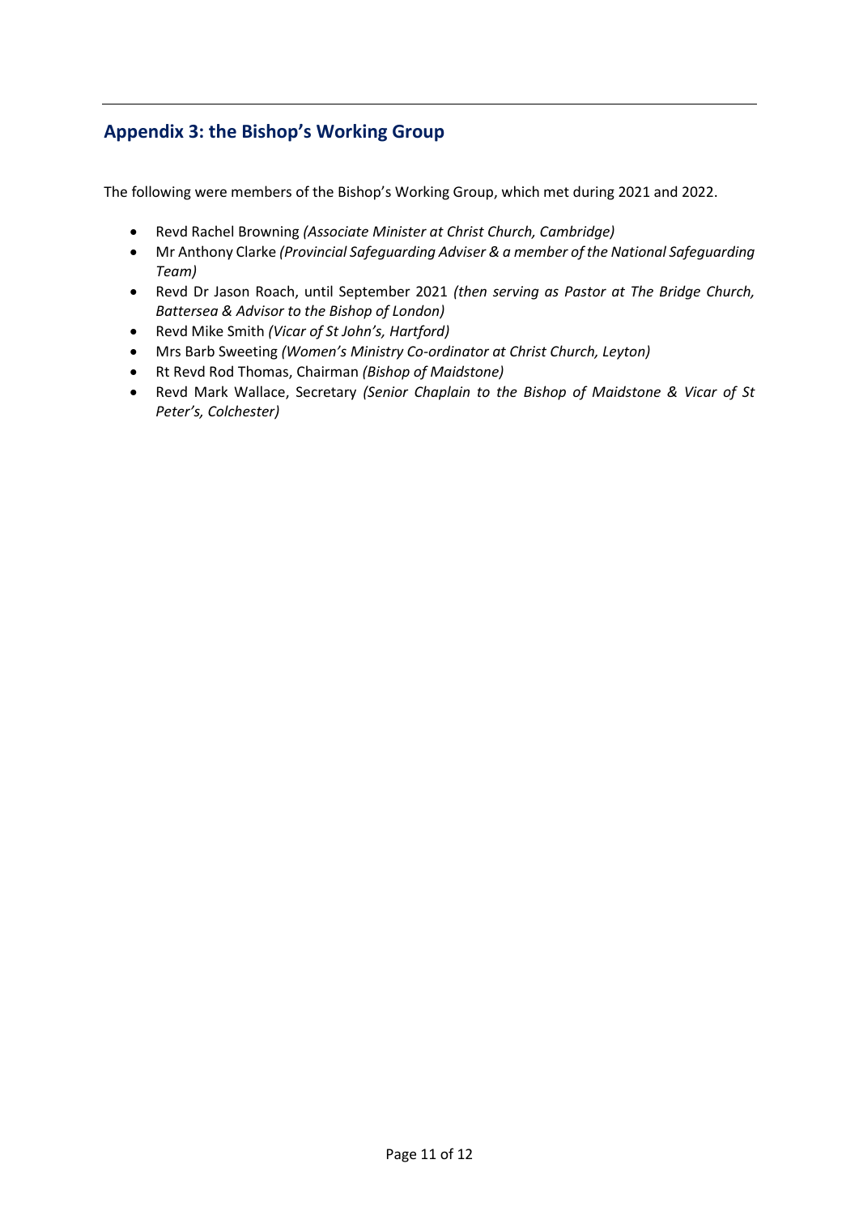## Appendix 3: the Bishop's Working Group

The following were members of the Bishop's Working Group, which met during 2021 and 2022.

- Revd Rachel Browning *(Associate Minister at Christ Church, Cambridge)*
- Mr Anthony Clarke *(Provincial Safeguarding Adviser & a member of the National Safeguarding Team)*
- Revd Dr Jason Roach, until September 2021 *(then serving as Pastor at The Bridge Church, Battersea & Advisor to the Bishop of London)*
- Revd Mike Smith *(Vicar of St John's, Hartford)*
- Mrs Barb Sweeting *(Women's Ministry Co-ordinator at Christ Church, Leyton)*
- Rt Revd Rod Thomas, Chairman *(Bishop of Maidstone)*
- Revd Mark Wallace, Secretary *(Senior Chaplain to the Bishop of Maidstone & Vicar of St Peter's, Colchester)*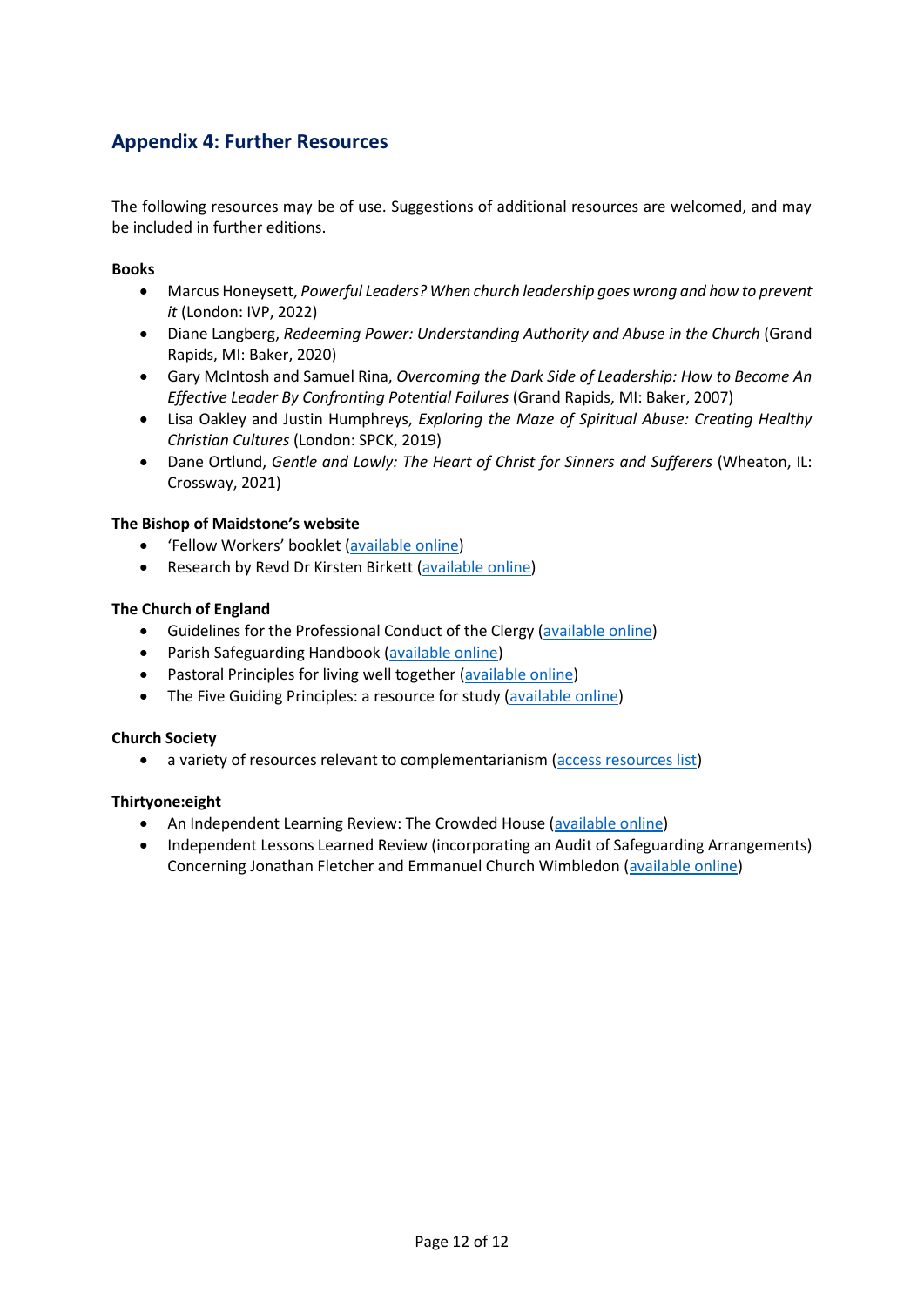## Appendix 4: Further Resources

The following resources may be of use. Suggestions of additional resources are welcomed, and may be included in further editions.

**Books**

- Marcus Honeysett, *Powerful Leaders? When church leadership goes wrong and how to prevent it* (London: IVP, 2022)
- Diane Langberg, *Redeeming Power: Understanding Authority and Abuse in the Church* (Grand Rapids, MI: Baker, 2020)
- Gary McIntosh and Samuel Rina, *Overcoming the Dark Side of Leadership: How to Become An Effective Leader By Confronting Potential Failures* (Grand Rapids, MI: Baker, 2007)
- Lisa Oakley and Justin Humphreys, *Exploring the Maze of Spiritual Abuse: Creating Healthy Christian Cultures* (London: SPCK, 2019)
- Dane Ortlund, *Gentle and Lowly: The Heart of Christ for Sinners and Sufferers* (Wheaton, IL: Crossway, 2021)

**The Bishop of Maidstone's website**

- 'Fellow Workers' booklet (available online)
- Research by Revd Dr Kirsten Birkett (available online)

**The Church of England**

- Guidelines for the Professional Conduct of the Clergy (available online)
- Parish Safeguarding Handbook (available online)
- Pastoral Principles for living well together (available online)
- The Five Guiding Principles: a resource for study (available online)

**Church Society**

- a variety of resources relevant to complementarianism (access resources list)

**Thirtyone:eight**

- An Independent Learning Review: The Crowded House (available online)
- Independent Lessons Learned Review (incorporating an Audit of Safeguarding Arrangements) Concerning Jonathan Fletcher and Emmanuel Church Wimbledon (available online)